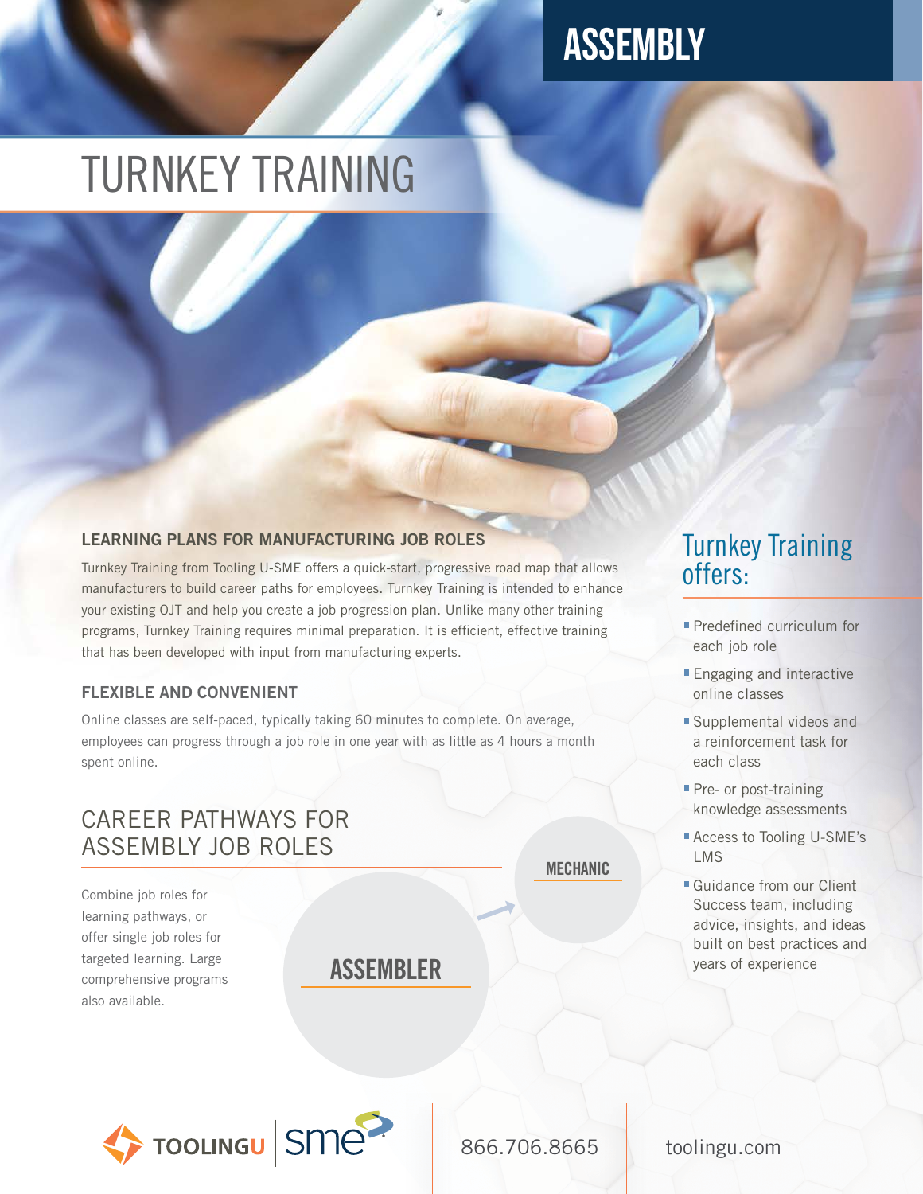# ASSEMBLY

# TURNKEY TRAINING

## LEARNING PLANS FOR MANUFACTURING JOB ROLES

Turnkey Training from Tooling U-SME offers a quick-start, progressive road map that allows manufacturers to build career paths for employees. Turnkey Training is intended to enhance your existing OJT and help you create a job progression plan. Unlike many other training programs, Turnkey Training requires minimal preparation. It is efficient, effective training that has been developed with input from manufacturing experts.

## FLEXIBLE AND CONVENIENT

Online classes are self-paced, typically taking 60 minutes to complete. On average, employees can progress through a job role in one year with as little as 4 hours a month spent online.

## CAREER PATHWAYS FOR ASSEMBLY JOB ROLES

Combine job roles for learning pathways, or offer single job roles for targeted learning. Large comprehensive programs also available.

**ASSEMBLER** → **MECHANIC**

## Turnkey Training offers:

- Predefined curriculum for each job role
- Engaging and interactive online classes
- Supplemental videos and a reinforcement task for each class
- Pre- or post-training knowledge assessments
- Access to Tooling U-SME's LMS
- Guidance from our Client Success team, including advice, insights, and ideas built on best practices and years of experience

TOOLINGU | sme

866.706.8665

toolingu.com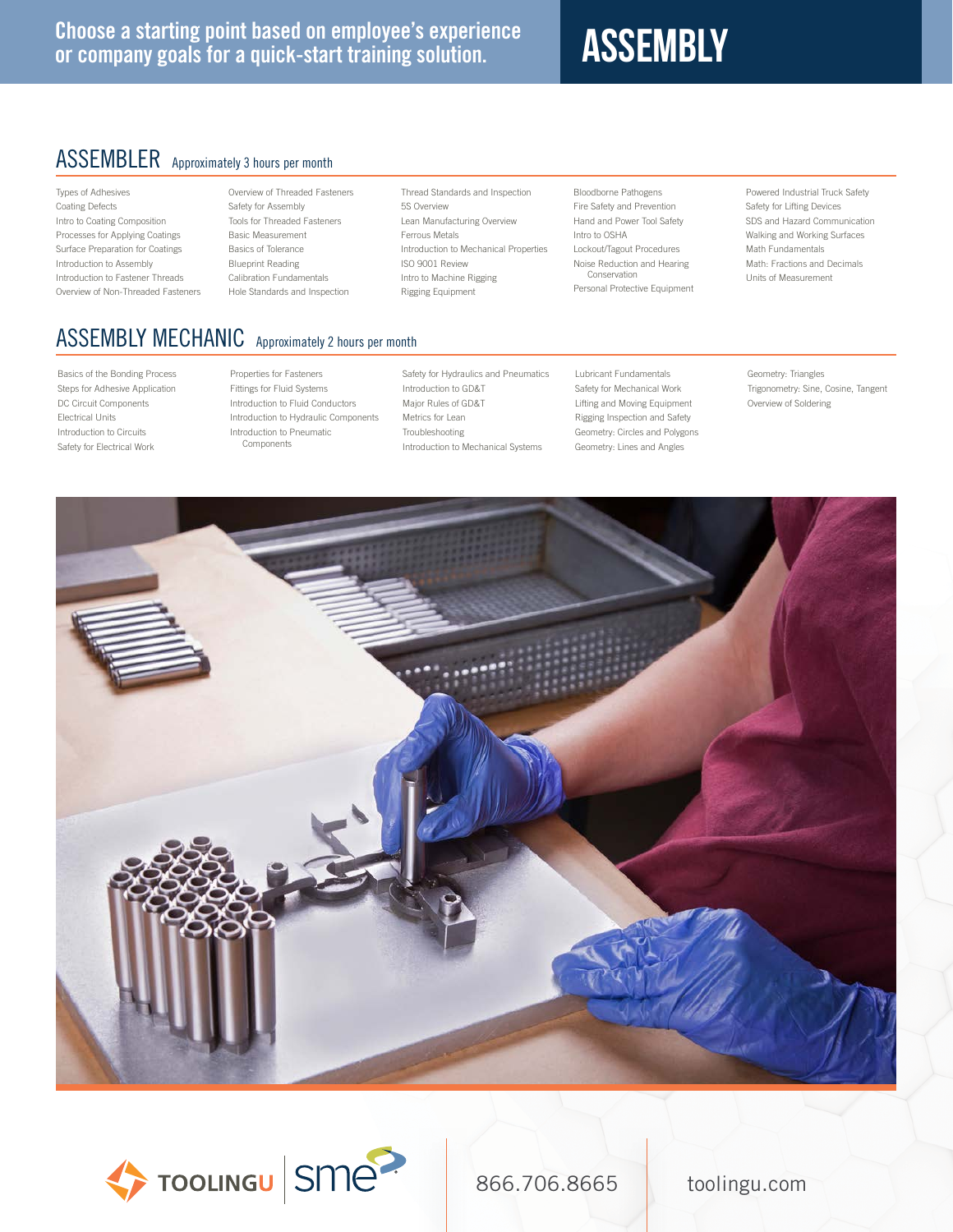Choose a starting point based on employee's experience or company goals for a quick-start training solution.

# ASSEMBLY

## ASSEMBLER Approximately 3 hours per month

- Types of Adhesives
- Coating Defects
- Intro to Coating Composition
- Processes for Applying Coatings
- Surface Preparation for Coatings
- Introduction to Assembly
- Introduction to Fastener Threads
- Overview of Non-Threaded Fasteners
- Overview of Threaded Fasteners
- Safety for Assembly
- Tools for Threaded Fasteners
- Basic Measurement
- Basics of Tolerance
- Blueprint Reading
- Calibration Fundamentals
- Hole Standards and Inspection
- Thread Standards and Inspection
- 5S Overview
- Lean Manufacturing Overview
- Ferrous Metals
- Introduction to Mechanical Properties
- ISO 9001 Review
- Intro to Machine Rigging
- Rigging Equipment
- Bloodborne Pathogens
- Fire Safety and Prevention
- Hand and Power Tool Safety
- Intro to OSHA
- Lockout/Tagout Procedures
- Noise Reduction and Hearing Conservation
- Personal Protective Equipment
- Powered Industrial Truck Safety
- Safety for Lifting Devices
- SDS and Hazard Communication
- Walking and Working Surfaces
- Math Fundamentals
- Math: Fractions and Decimals
- Units of Measurement

## ASSEMBLY MECHANIC Approximately 2 hours per month

- Basics of the Bonding Process
- Steps for Adhesive Application
- DC Circuit Components
- Electrical Units
- Introduction to Circuits
- Safety for Electrical Work
- Properties for Fasteners
- Fittings for Fluid Systems
- Introduction to Fluid Conductors
- Introduction to Hydraulic Components
- Introduction to Pneumatic Components
- Safety for Hydraulics and Pneumatics
- Introduction to GD&T
- Major Rules of GD&T
- Metrics for Lean
- Troubleshooting
- Introduction to Mechanical Systems
- Lubricant Fundamentals
- Safety for Mechanical Work
- Lifting and Moving Equipment
- Rigging Inspection and Safety
- Geometry: Circles and Polygons
- Geometry: Lines and Angles
- Geometry: Triangles
- Trigonometry: Sine, Cosine, Tangent
- Overview of Soldering

TOOLINGU | sme

866.706.8665

toolingu.com